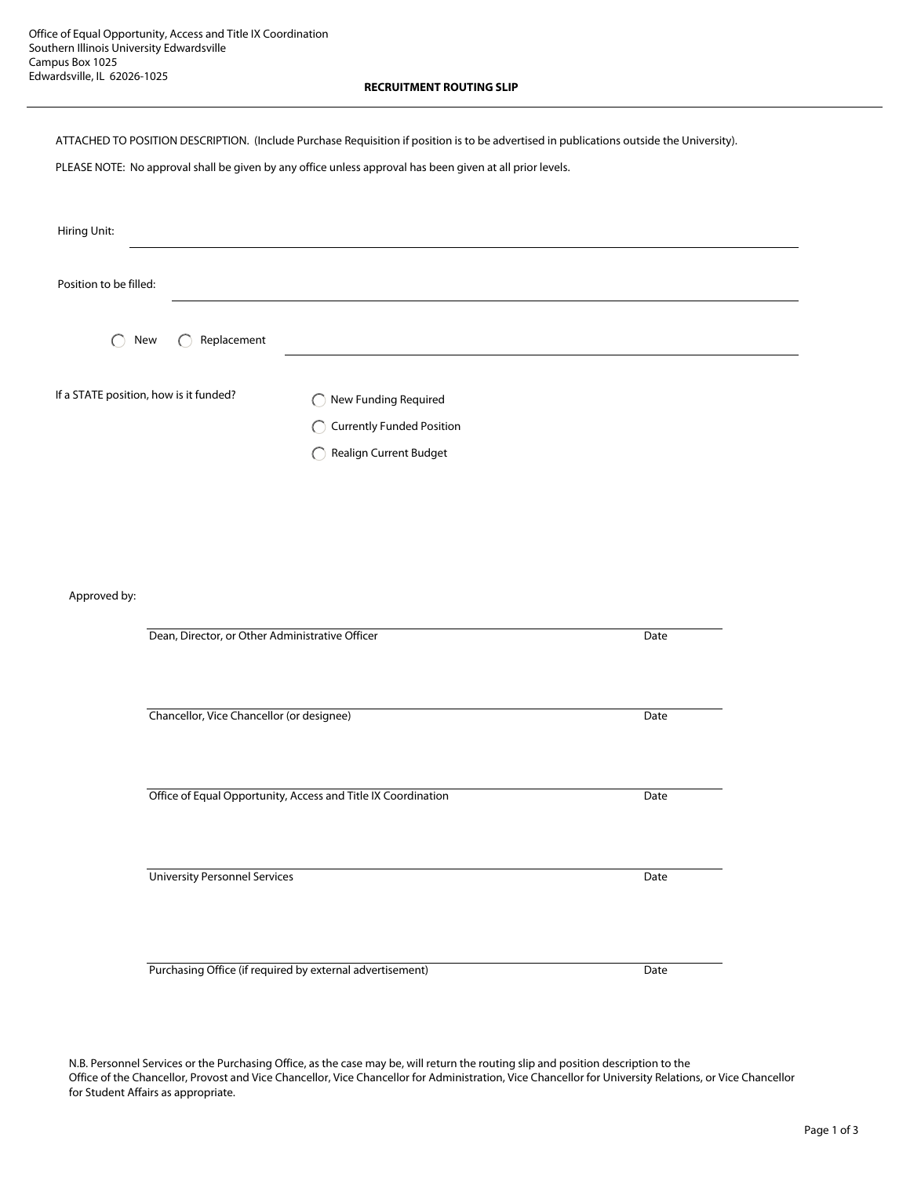Office of Equal Opportunity, Access and Title IX Coordination
Southern Illinois University Edwardsville
Campus Box 1025
Edwardsville, IL 62026-1025

# RECRUITMENT ROUTING SLIP

ATTACHED TO POSITION DESCRIPTION. (Include Purchase Requisition if position is to be advertised in publications outside the University).

PLEASE NOTE: No approval shall be given by any office unless approval has been given at all prior levels.

Hiring Unit: ____________________________________________

Position to be filled: ____________________________________________

○ New ○ Replacement ____________________________________________

If a STATE position, how is it funded?

○ New Funding Required

○ Currently Funded Position

○ Realign Current Budget

Approved by:

____________________________________________
Dean, Director, or Other Administrative Officer — Date

____________________________________________
Chancellor, Vice Chancellor (or designee) — Date

____________________________________________
Office of Equal Opportunity, Access and Title IX Coordination — Date

____________________________________________
University Personnel Services — Date

____________________________________________
Purchasing Office (if required by external advertisement) — Date

N.B. Personnel Services or the Purchasing Office, as the case may be, will return the routing slip and position description to the Office of the Chancellor, Provost and Vice Chancellor, Vice Chancellor for Administration, Vice Chancellor for University Relations, or Vice Chancellor for Student Affairs as appropriate.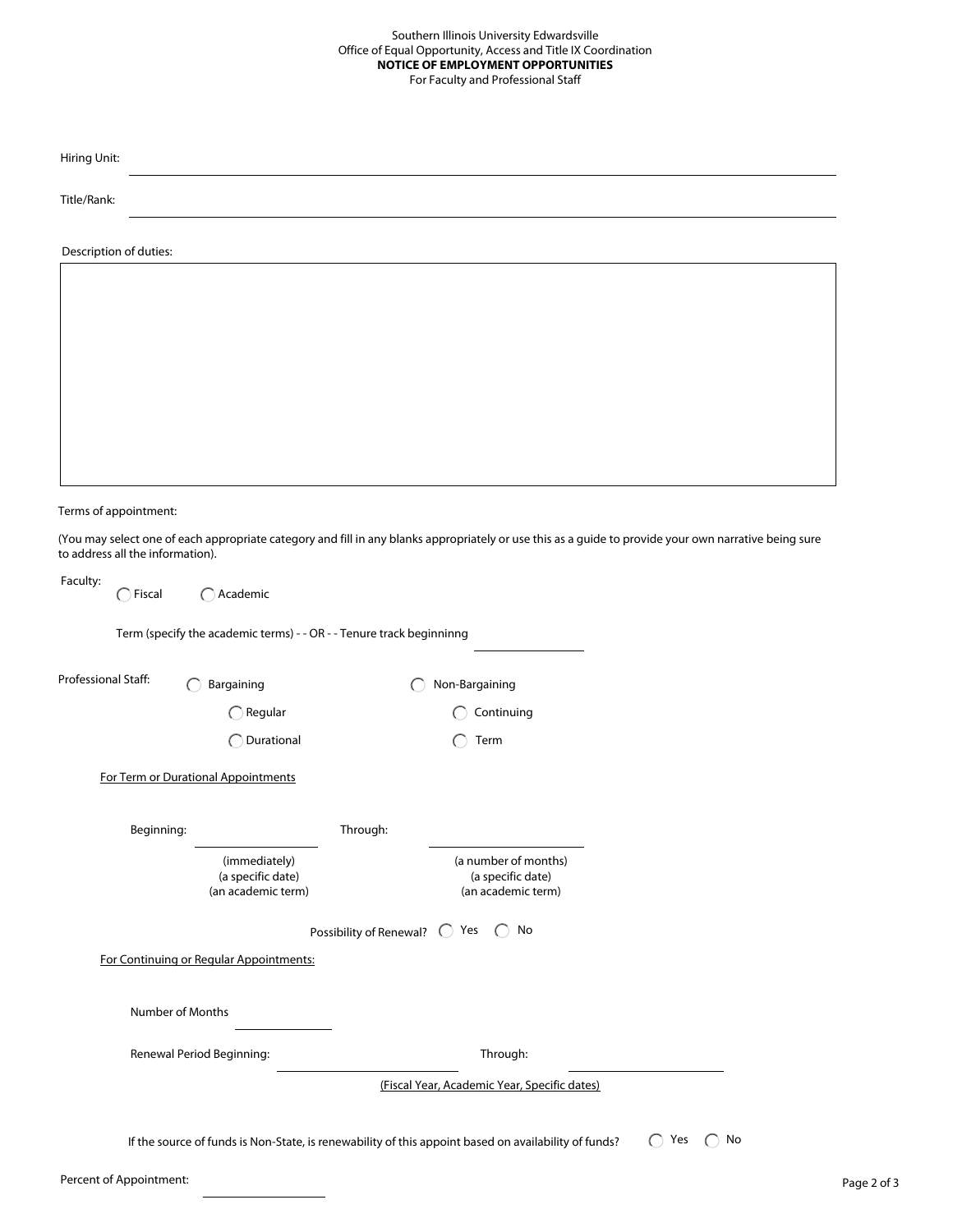Southern Illinois University Edwardsville
Office of Equal Opportunity, Access and Title IX Coordination
**NOTICE OF EMPLOYMENT OPPORTUNITIES**
For Faculty and Professional Staff

Hiring Unit: \_\_\_\_\_\_\_\_\_\_\_\_\_\_\_\_\_\_\_\_\_\_\_\_\_\_\_\_\_\_\_\_\_\_\_\_\_\_\_\_

Title/Rank: \_\_\_\_\_\_\_\_\_\_\_\_\_\_\_\_\_\_\_\_\_\_\_\_\_\_\_\_\_\_\_\_\_\_\_\_\_\_\_\_

Description of duties:

| |
|---|
| |

Terms of appointment:

(You may select one of each appropriate category and fill in any blanks appropriately or use this as a guide to provide your own narrative being sure to address all the information).

Faculty: ◯ Fiscal ◯ Academic

Term (specify the academic terms) - - OR - - Tenure track beginninng \_\_\_\_\_\_\_\_\_\_

Professional Staff: ◯ Bargaining ◯ Non-Bargaining

◯ Regular ◯ Continuing

◯ Durational ◯ Term

For Term or Durational Appointments

Beginning: \_\_\_\_\_\_\_\_\_\_ Through: \_\_\_\_\_\_\_\_\_\_

(immediately)
(a specific date)
(an academic term)

(a number of months)
(a specific date)
(an academic term)

Possibility of Renewal? ◯ Yes ◯ No

For Continuing or Regular Appointments:

Number of Months \_\_\_\_\_\_\_\_\_\_

Renewal Period Beginning: \_\_\_\_\_\_\_\_\_\_ Through: \_\_\_\_\_\_\_\_\_\_

(Fiscal Year, Academic Year, Specific dates)

If the source of funds is Non-State, is renewability of this appoint based on availability of funds? ◯ Yes ◯ No

Percent of Appointment: \_\_\_\_\_\_\_\_\_\_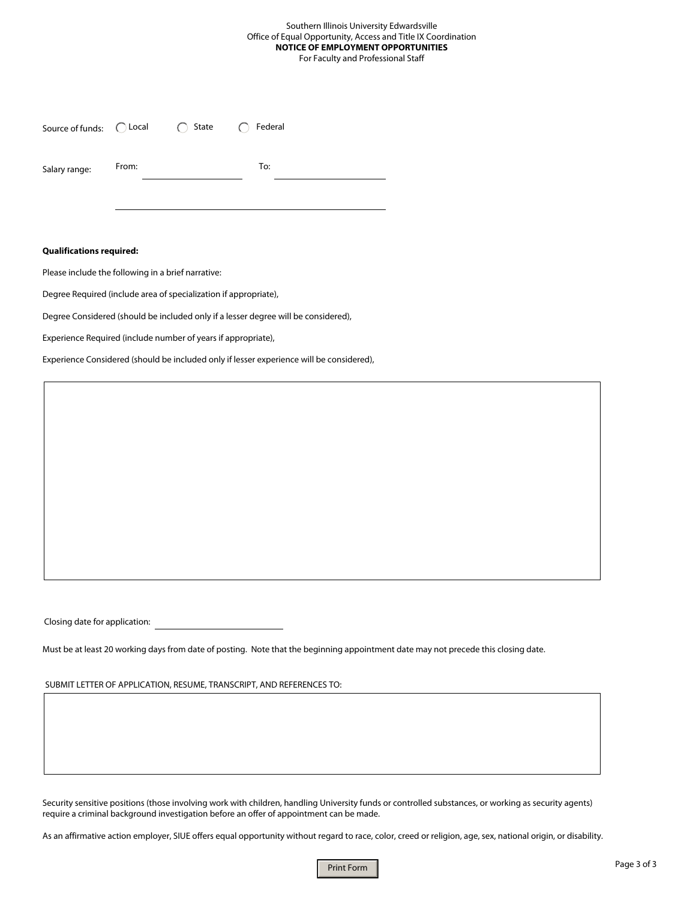Southern Illinois University Edwardsville
Office of Equal Opportunity, Access and Title IX Coordination
**NOTICE OF EMPLOYMENT OPPORTUNITIES**
For Faculty and Professional Staff

Source of funds: ○ Local ○ State ○ Federal

Salary range: From: ____________ To: ____________

____________________________________________

**Qualifications required:**

Please include the following in a brief narrative:

Degree Required (include area of specialization if appropriate),

Degree Considered (should be included only if a lesser degree will be considered),

Experience Required (include number of years if appropriate),

Experience Considered (should be included only if lesser experience will be considered),

Closing date for application: ____________

Must be at least 20 working days from date of posting. Note that the beginning appointment date may not precede this closing date.

SUBMIT LETTER OF APPLICATION, RESUME, TRANSCRIPT, AND REFERENCES TO:

Security sensitive positions (those involving work with children, handling University funds or controlled substances, or working as security agents) require a criminal background investigation before an offer of appointment can be made.

As an affirmative action employer, SIUE offers equal opportunity without regard to race, color, creed or religion, age, sex, national origin, or disability.

Print Form